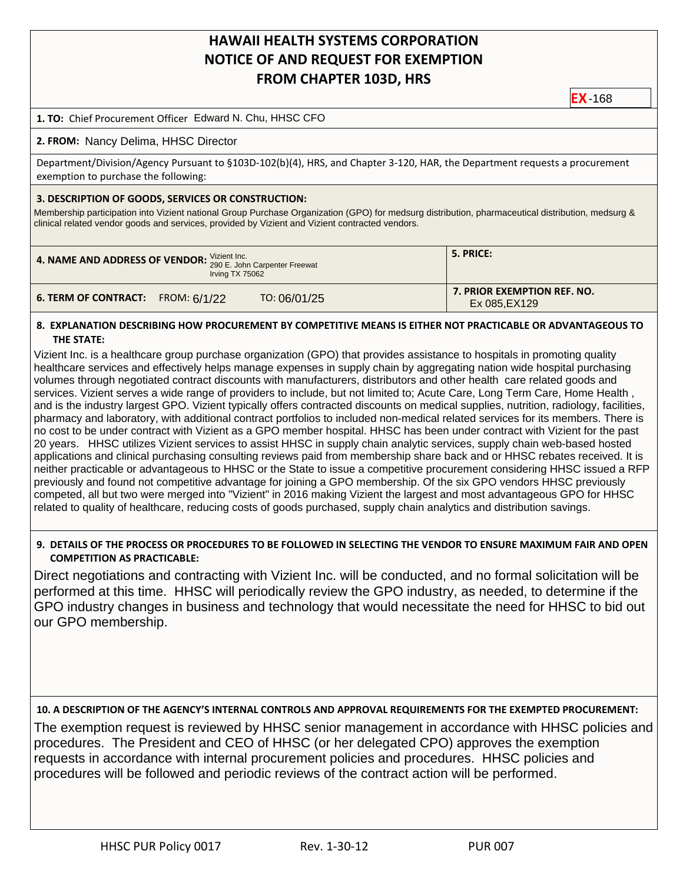# HAWAII HEALTH SYSTEMS CORPORATION
# NOTICE OF AND REQUEST FOR EXEMPTION
# FROM CHAPTER 103D, HRS

**EX**-168

**1. TO:** Chief Procurement Officer Edward N. Chu, HHSC CFO

**2. FROM:** Nancy Delima, HHSC Director

Department/Division/Agency Pursuant to §103D-102(b)(4), HRS, and Chapter 3-120, HAR, the Department requests a procurement exemption to purchase the following:

**3. DESCRIPTION OF GOODS, SERVICES OR CONSTRUCTION:**

Membership participation into Vizient national Group Purchase Organization (GPO) for medsurg distribution, pharmaceutical distribution, medsurg & clinical related vendor goods and services, provided by Vizient and Vizient contracted vendors.

| **4. NAME AND ADDRESS OF VENDOR:** Vizient Inc. 290 E. John Carpenter Freewat Irving TX 75062 | **5. PRICE:** |
|---|---|
| **6. TERM OF CONTRACT:** FROM: 6/1/22 TO: 06/01/25 | **7. PRIOR EXEMPTION REF. NO.** Ex 085,EX129 |

**8. EXPLANATION DESCRIBING HOW PROCUREMENT BY COMPETITIVE MEANS IS EITHER NOT PRACTICABLE OR ADVANTAGEOUS TO THE STATE:**

Vizient Inc. is a healthcare group purchase organization (GPO) that provides assistance to hospitals in promoting quality healthcare services and effectively helps manage expenses in supply chain by aggregating nation wide hospital purchasing volumes through negotiated contract discounts with manufacturers, distributors and other health care related goods and services. Vizient serves a wide range of providers to include, but not limited to; Acute Care, Long Term Care, Home Health , and is the industry largest GPO. Vizient typically offers contracted discounts on medical supplies, nutrition, radiology, facilities, pharmacy and laboratory, with additional contract portfolios to included non-medical related services for its members. There is no cost to be under contract with Vizient as a GPO member hospital. HHSC has been under contract with Vizient for the past 20 years. HHSC utilizes Vizient services to assist HHSC in supply chain analytic services, supply chain web-based hosted applications and clinical purchasing consulting reviews paid from membership share back and or HHSC rebates received. It is neither practicable or advantageous to HHSC or the State to issue a competitive procurement considering HHSC issued a RFP previously and found not competitive advantage for joining a GPO membership. Of the six GPO vendors HHSC previously competed, all but two were merged into "Vizient" in 2016 making Vizient the largest and most advantageous GPO for HHSC related to quality of healthcare, reducing costs of goods purchased, supply chain analytics and distribution savings.

**9. DETAILS OF THE PROCESS OR PROCEDURES TO BE FOLLOWED IN SELECTING THE VENDOR TO ENSURE MAXIMUM FAIR AND OPEN COMPETITION AS PRACTICABLE:**

Direct negotiations and contracting with Vizient Inc. will be conducted, and no formal solicitation will be performed at this time. HHSC will periodically review the GPO industry, as needed, to determine if the GPO industry changes in business and technology that would necessitate the need for HHSC to bid out our GPO membership.

**10. A DESCRIPTION OF THE AGENCY'S INTERNAL CONTROLS AND APPROVAL REQUIREMENTS FOR THE EXEMPTED PROCUREMENT:**

The exemption request is reviewed by HHSC senior management in accordance with HHSC policies and procedures. The President and CEO of HHSC (or her delegated CPO) approves the exemption requests in accordance with internal procurement policies and procedures. HHSC policies and procedures will be followed and periodic reviews of the contract action will be performed.

HHSC PUR Policy 0017 Rev. 1-30-12 PUR 007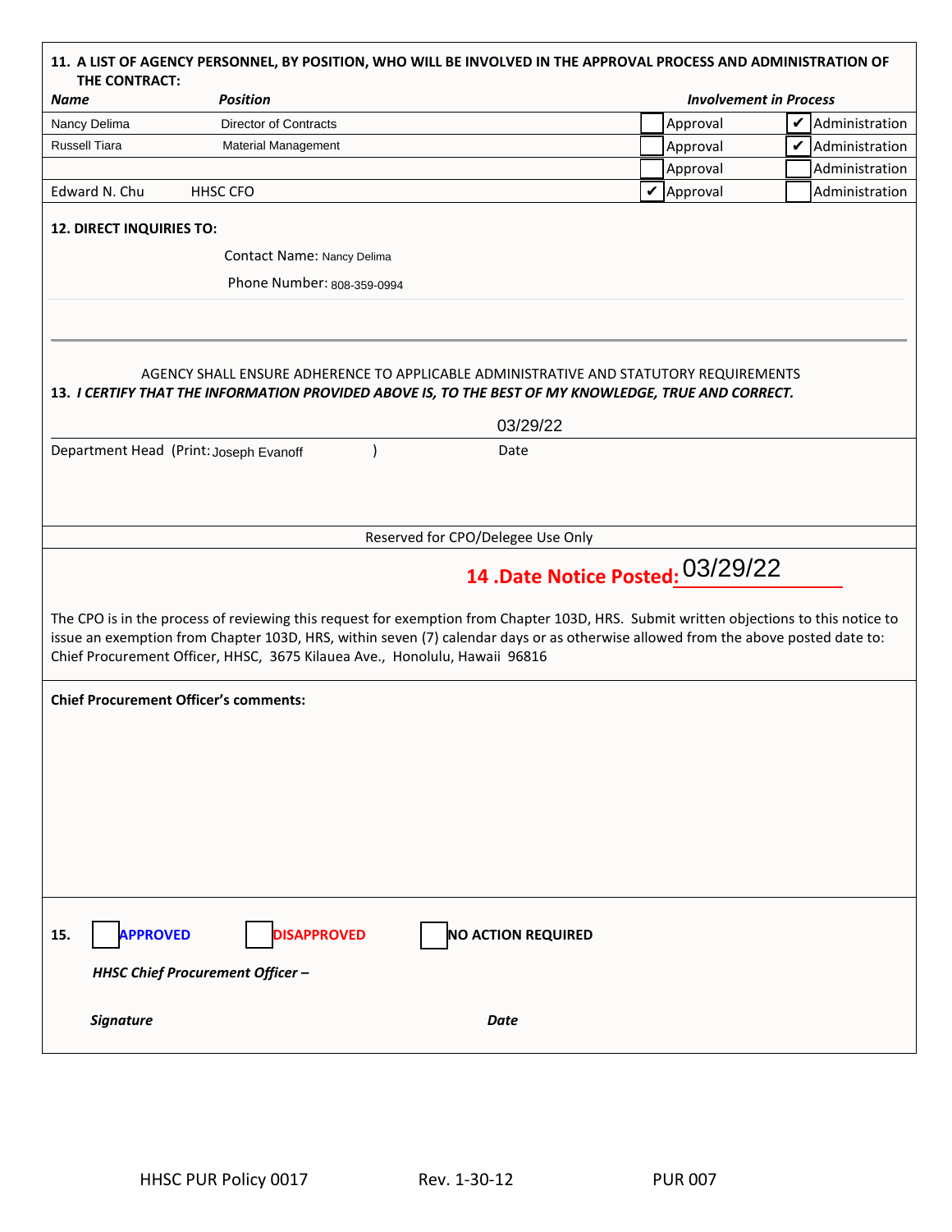**11. A LIST OF AGENCY PERSONNEL, BY POSITION, WHO WILL BE INVOLVED IN THE APPROVAL PROCESS AND ADMINISTRATION OF THE CONTRACT:**

| ***Name*** | ***Position*** | ***Involvement in Process*** | |
|---|---|---|---|
| Nancy Delima | Director of Contracts | ☐ Approval | ☑ Administration |
| Russell Tiara | Material Management | ☐ Approval | ☑ Administration |
| | | ☐ Approval | ☐ Administration |
| Edward N. Chu | HHSC CFO | ☑ Approval | ☐ Administration |

**12. DIRECT INQUIRIES TO:**

Contact Name: Nancy Delima

Phone Number: 808-359-0994

AGENCY SHALL ENSURE ADHERENCE TO APPLICABLE ADMINISTRATIVE AND STATUTORY REQUIREMENTS

**13.** ***I CERTIFY THAT THE INFORMATION PROVIDED ABOVE IS, TO THE BEST OF MY KNOWLEDGE, TRUE AND CORRECT.***

Department Head (Print: Joseph Evanoff )     Date: 03/29/22

Reserved for CPO/Delegee Use Only

**14 .Date Notice Posted:** 03/29/22

The CPO is in the process of reviewing this request for exemption from Chapter 103D, HRS. Submit written objections to this notice to issue an exemption from Chapter 103D, HRS, within seven (7) calendar days or as otherwise allowed from the above posted date to: Chief Procurement Officer, HHSC, 3675 Kilauea Ave., Honolulu, Hawaii 96816

**Chief Procurement Officer's comments:**

**15.** ☐ **APPROVED** ☐ **DISAPPROVED** ☐ **NO ACTION REQUIRED**

***HHSC Chief Procurement Officer –***

***Signature*** ***Date***

HHSC PUR Policy 0017 Rev. 1-30-12 PUR 007